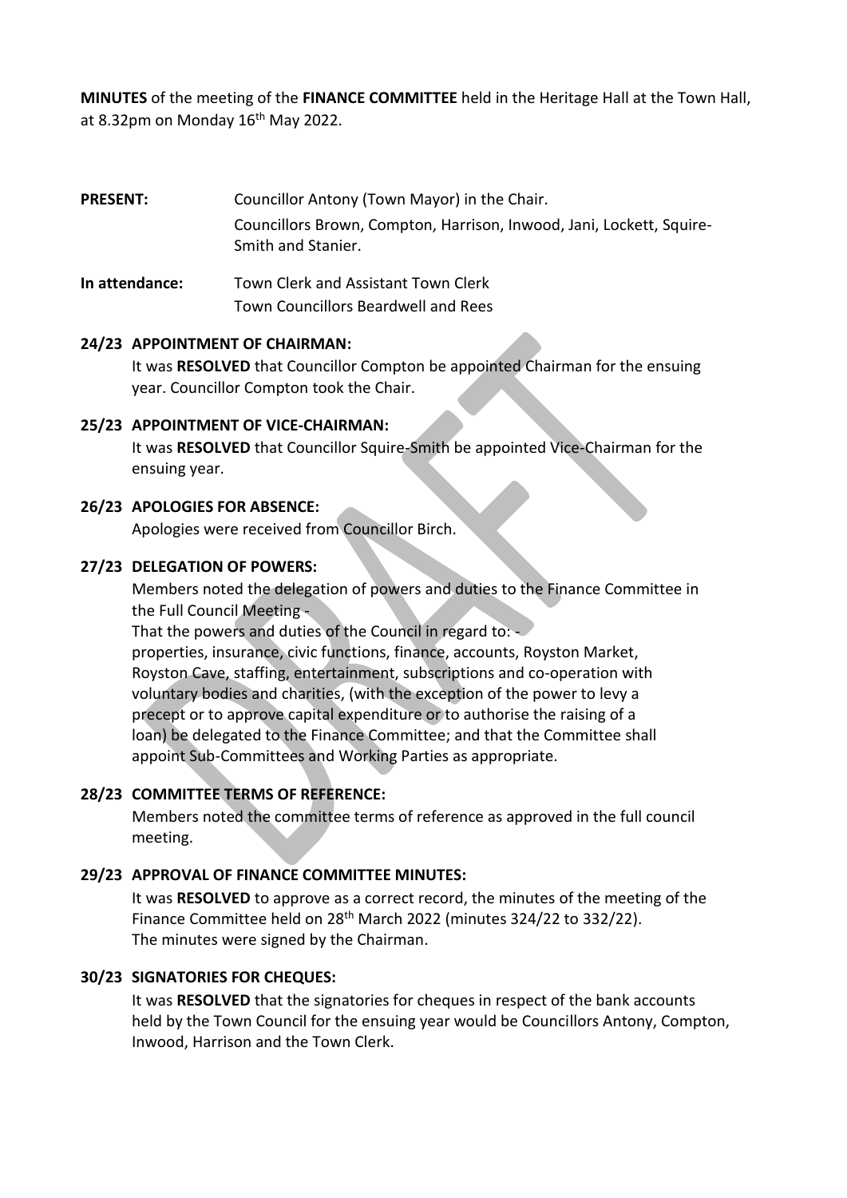**MINUTES** of the meeting of the **FINANCE COMMITTEE** held in the Heritage Hall at the Town Hall, at 8.32pm on Monday 16th May 2022.

**PRESENT:** Councillor Antony (Town Mayor) in the Chair.
Councillors Brown, Compton, Harrison, Inwood, Jani, Lockett, Squire-Smith and Stanier.

**In attendance:** Town Clerk and Assistant Town Clerk
Town Councillors Beardwell and Rees

**24/23 APPOINTMENT OF CHAIRMAN:**

It was **RESOLVED** that Councillor Compton be appointed Chairman for the ensuing year. Councillor Compton took the Chair.

**25/23 APPOINTMENT OF VICE-CHAIRMAN:**

It was **RESOLVED** that Councillor Squire-Smith be appointed Vice-Chairman for the ensuing year.

**26/23 APOLOGIES FOR ABSENCE:**

Apologies were received from Councillor Birch.

**27/23 DELEGATION OF POWERS:**

Members noted the delegation of powers and duties to the Finance Committee in the Full Council Meeting -

That the powers and duties of the Council in regard to: -
properties, insurance, civic functions, finance, accounts, Royston Market, Royston Cave, staffing, entertainment, subscriptions and co-operation with voluntary bodies and charities, (with the exception of the power to levy a precept or to approve capital expenditure or to authorise the raising of a loan) be delegated to the Finance Committee; and that the Committee shall appoint Sub-Committees and Working Parties as appropriate.

**28/23 COMMITTEE TERMS OF REFERENCE:**

Members noted the committee terms of reference as approved in the full council meeting.

**29/23 APPROVAL OF FINANCE COMMITTEE MINUTES:**

It was **RESOLVED** to approve as a correct record, the minutes of the meeting of the Finance Committee held on 28th March 2022 (minutes 324/22 to 332/22).
The minutes were signed by the Chairman.

**30/23 SIGNATORIES FOR CHEQUES:**

It was **RESOLVED** that the signatories for cheques in respect of the bank accounts held by the Town Council for the ensuing year would be Councillors Antony, Compton, Inwood, Harrison and the Town Clerk.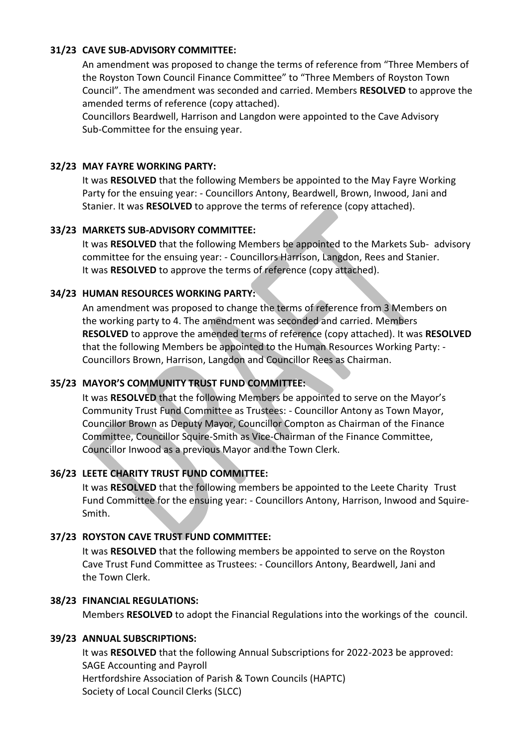**31/23 CAVE SUB-ADVISORY COMMITTEE:**

An amendment was proposed to change the terms of reference from "Three Members of the Royston Town Council Finance Committee" to "Three Members of Royston Town Council". The amendment was seconded and carried. Members **RESOLVED** to approve the amended terms of reference (copy attached).

Councillors Beardwell, Harrison and Langdon were appointed to the Cave Advisory Sub-Committee for the ensuing year.

**32/23 MAY FAYRE WORKING PARTY:**

It was **RESOLVED** that the following Members be appointed to the May Fayre Working Party for the ensuing year: - Councillors Antony, Beardwell, Brown, Inwood, Jani and Stanier. It was **RESOLVED** to approve the terms of reference (copy attached).

**33/23 MARKETS SUB-ADVISORY COMMITTEE:**

It was **RESOLVED** that the following Members be appointed to the Markets Sub- advisory committee for the ensuing year: - Councillors Harrison, Langdon, Rees and Stanier. It was **RESOLVED** to approve the terms of reference (copy attached).

**34/23 HUMAN RESOURCES WORKING PARTY:**

An amendment was proposed to change the terms of reference from 3 Members on the working party to 4. The amendment was seconded and carried. Members **RESOLVED** to approve the amended terms of reference (copy attached). It was **RESOLVED** that the following Members be appointed to the Human Resources Working Party: - Councillors Brown, Harrison, Langdon and Councillor Rees as Chairman.

**35/23 MAYOR'S COMMUNITY TRUST FUND COMMITTEE:**

It was **RESOLVED** that the following Members be appointed to serve on the Mayor's Community Trust Fund Committee as Trustees: - Councillor Antony as Town Mayor, Councillor Brown as Deputy Mayor, Councillor Compton as Chairman of the Finance Committee, Councillor Squire-Smith as Vice-Chairman of the Finance Committee, Councillor Inwood as a previous Mayor and the Town Clerk.

**36/23 LEETE CHARITY TRUST FUND COMMITTEE:**

It was **RESOLVED** that the following members be appointed to the Leete Charity Trust Fund Committee for the ensuing year: - Councillors Antony, Harrison, Inwood and Squire-Smith.

**37/23 ROYSTON CAVE TRUST FUND COMMITTEE:**

It was **RESOLVED** that the following members be appointed to serve on the Royston Cave Trust Fund Committee as Trustees: - Councillors Antony, Beardwell, Jani and the Town Clerk.

**38/23 FINANCIAL REGULATIONS:**

Members **RESOLVED** to adopt the Financial Regulations into the workings of the council.

**39/23 ANNUAL SUBSCRIPTIONS:**

It was **RESOLVED** that the following Annual Subscriptions for 2022-2023 be approved:
SAGE Accounting and Payroll
Hertfordshire Association of Parish & Town Councils (HAPTC)
Society of Local Council Clerks (SLCC)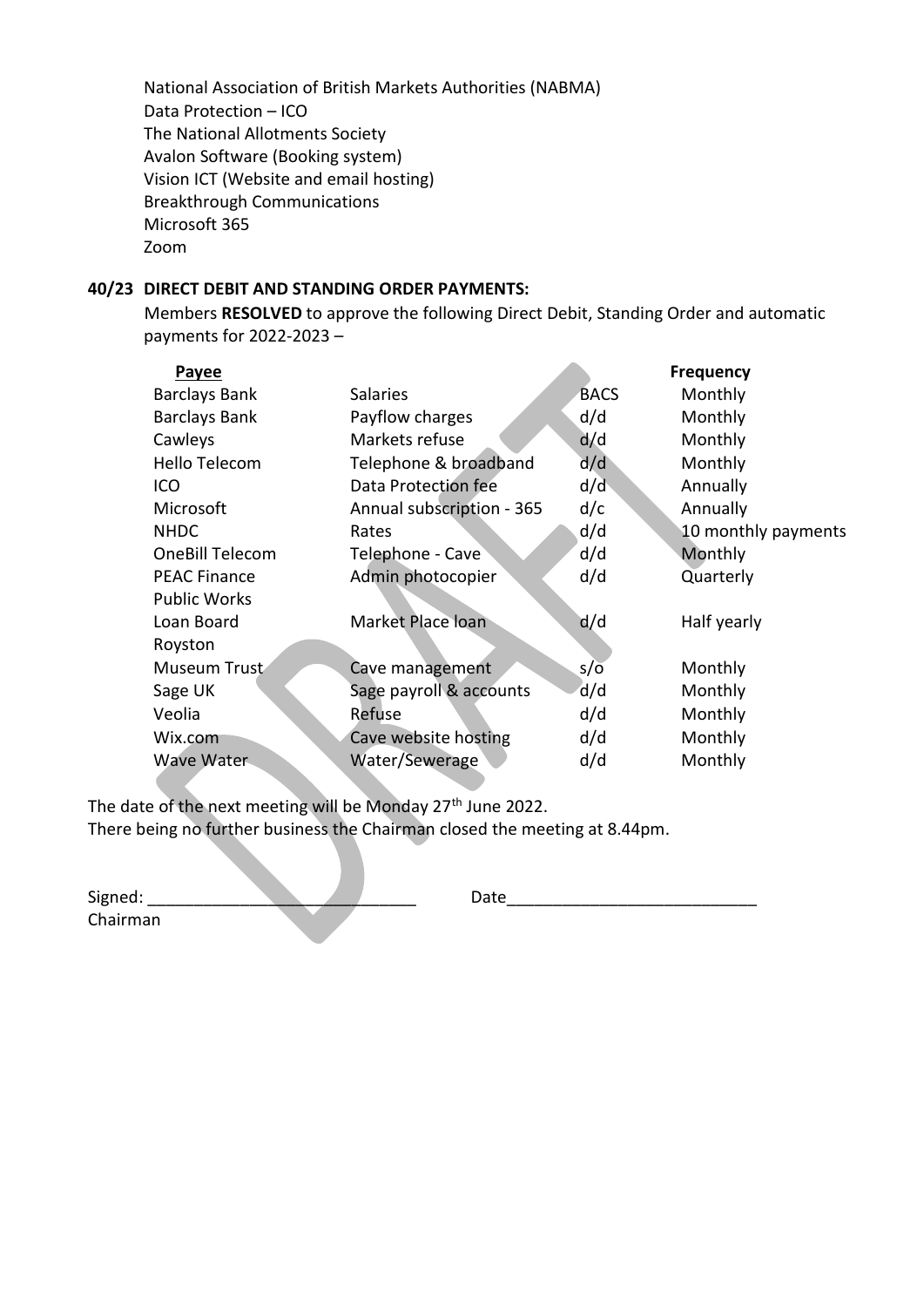National Association of British Markets Authorities (NABMA)
Data Protection – ICO
The National Allotments Society
Avalon Software (Booking system)
Vision ICT (Website and email hosting)
Breakthrough Communications
Microsoft 365
Zoom

**40/23 DIRECT DEBIT AND STANDING ORDER PAYMENTS:**

Members **RESOLVED** to approve the following Direct Debit, Standing Order and automatic payments for 2022-2023 –

| **Payee** | | | **Frequency** |
|---|---|---|---|
| Barclays Bank | Salaries | BACS | Monthly |
| Barclays Bank | Payflow charges | d/d | Monthly |
| Cawleys | Markets refuse | d/d | Monthly |
| Hello Telecom | Telephone & broadband | d/d | Monthly |
| ICO | Data Protection fee | d/d | Annually |
| Microsoft | Annual subscription - 365 | d/c | Annually |
| NHDC | Rates | d/d | 10 monthly payments |
| OneBill Telecom | Telephone - Cave | d/d | Monthly |
| PEAC Finance | Admin photocopier | d/d | Quarterly |
| Public Works Loan Board | Market Place loan | d/d | Half yearly |
| Royston Museum Trust | Cave management | s/o | Monthly |
| Sage UK | Sage payroll & accounts | d/d | Monthly |
| Veolia | Refuse | d/d | Monthly |
| Wix.com | Cave website hosting | d/d | Monthly |
| Wave Water | Water/Sewerage | d/d | Monthly |

The date of the next meeting will be Monday 27th June 2022.
There being no further business the Chairman closed the meeting at 8.44pm.

Signed: _____________________________ Date__________________________
Chairman